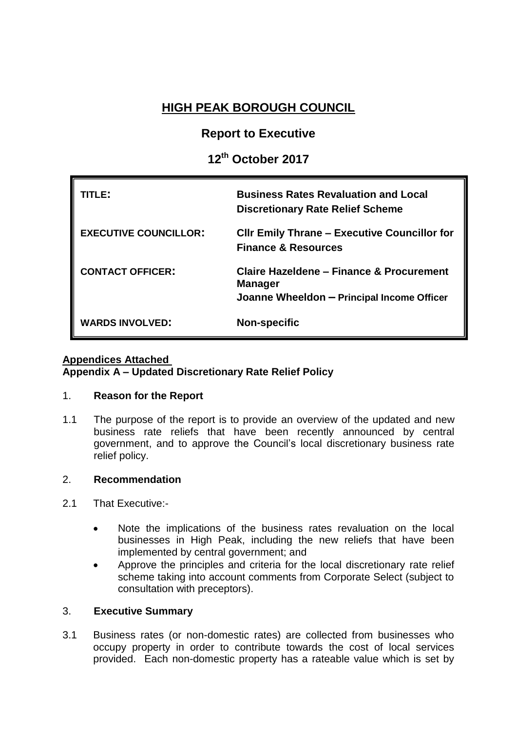# HIGH PEAK BOROUGH COUNCIL

## Report to Executive

## 12th October 2017

| | |
|---|---|
| **TITLE:** | **Business Rates Revaluation and Local Discretionary Rate Relief Scheme** |
| **EXECUTIVE COUNCILLOR:** | **Cllr Emily Thrane – Executive Councillor for Finance & Resources** |
| **CONTACT OFFICER:** | **Claire Hazeldene – Finance & Procurement Manager**<br>**Joanne Wheeldon – Principal Income Officer** |
| **WARDS INVOLVED:** | **Non-specific** |

**Appendices Attached**
**Appendix A – Updated Discretionary Rate Relief Policy**

1. **Reason for the Report**

1.1 The purpose of the report is to provide an overview of the updated and new business rate reliefs that have been recently announced by central government, and to approve the Council's local discretionary business rate relief policy.

2. **Recommendation**

2.1 That Executive:-

- Note the implications of the business rates revaluation on the local businesses in High Peak, including the new reliefs that have been implemented by central government; and
- Approve the principles and criteria for the local discretionary rate relief scheme taking into account comments from Corporate Select (subject to consultation with preceptors).

3. **Executive Summary**

3.1 Business rates (or non-domestic rates) are collected from businesses who occupy property in order to contribute towards the cost of local services provided. Each non-domestic property has a rateable value which is set by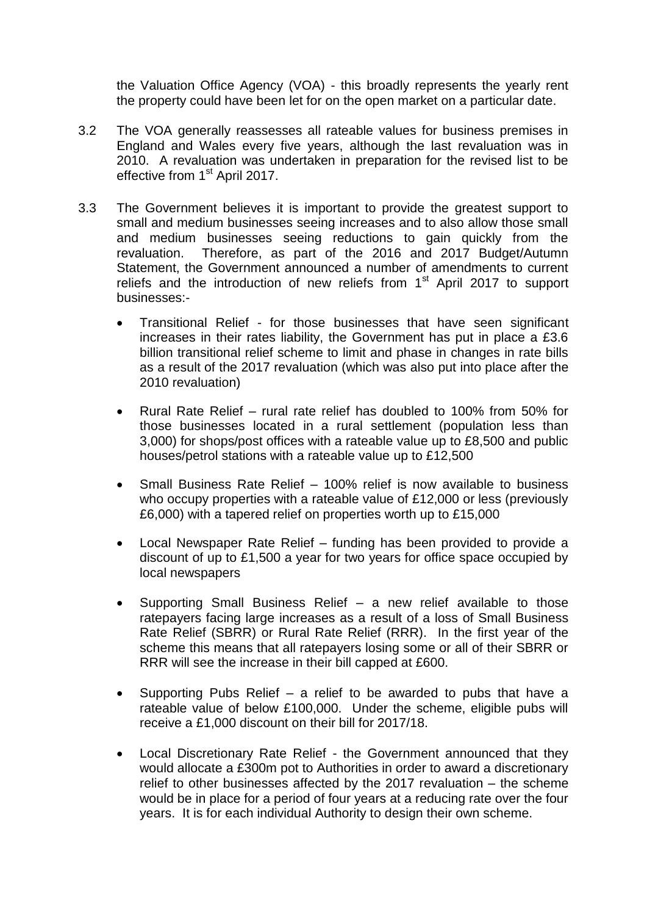the Valuation Office Agency (VOA) - this broadly represents the yearly rent the property could have been let for on the open market on a particular date.

3.2 The VOA generally reassesses all rateable values for business premises in England and Wales every five years, although the last revaluation was in 2010. A revaluation was undertaken in preparation for the revised list to be effective from 1st April 2017.

3.3 The Government believes it is important to provide the greatest support to small and medium businesses seeing increases and to also allow those small and medium businesses seeing reductions to gain quickly from the revaluation. Therefore, as part of the 2016 and 2017 Budget/Autumn Statement, the Government announced a number of amendments to current reliefs and the introduction of new reliefs from 1st April 2017 to support businesses:-

- Transitional Relief - for those businesses that have seen significant increases in their rates liability, the Government has put in place a £3.6 billion transitional relief scheme to limit and phase in changes in rate bills as a result of the 2017 revaluation (which was also put into place after the 2010 revaluation)

- Rural Rate Relief – rural rate relief has doubled to 100% from 50% for those businesses located in a rural settlement (population less than 3,000) for shops/post offices with a rateable value up to £8,500 and public houses/petrol stations with a rateable value up to £12,500

- Small Business Rate Relief – 100% relief is now available to business who occupy properties with a rateable value of £12,000 or less (previously £6,000) with a tapered relief on properties worth up to £15,000

- Local Newspaper Rate Relief – funding has been provided to provide a discount of up to £1,500 a year for two years for office space occupied by local newspapers

- Supporting Small Business Relief – a new relief available to those ratepayers facing large increases as a result of a loss of Small Business Rate Relief (SBRR) or Rural Rate Relief (RRR). In the first year of the scheme this means that all ratepayers losing some or all of their SBRR or RRR will see the increase in their bill capped at £600.

- Supporting Pubs Relief – a relief to be awarded to pubs that have a rateable value of below £100,000. Under the scheme, eligible pubs will receive a £1,000 discount on their bill for 2017/18.

- Local Discretionary Rate Relief - the Government announced that they would allocate a £300m pot to Authorities in order to award a discretionary relief to other businesses affected by the 2017 revaluation – the scheme would be in place for a period of four years at a reducing rate over the four years. It is for each individual Authority to design their own scheme.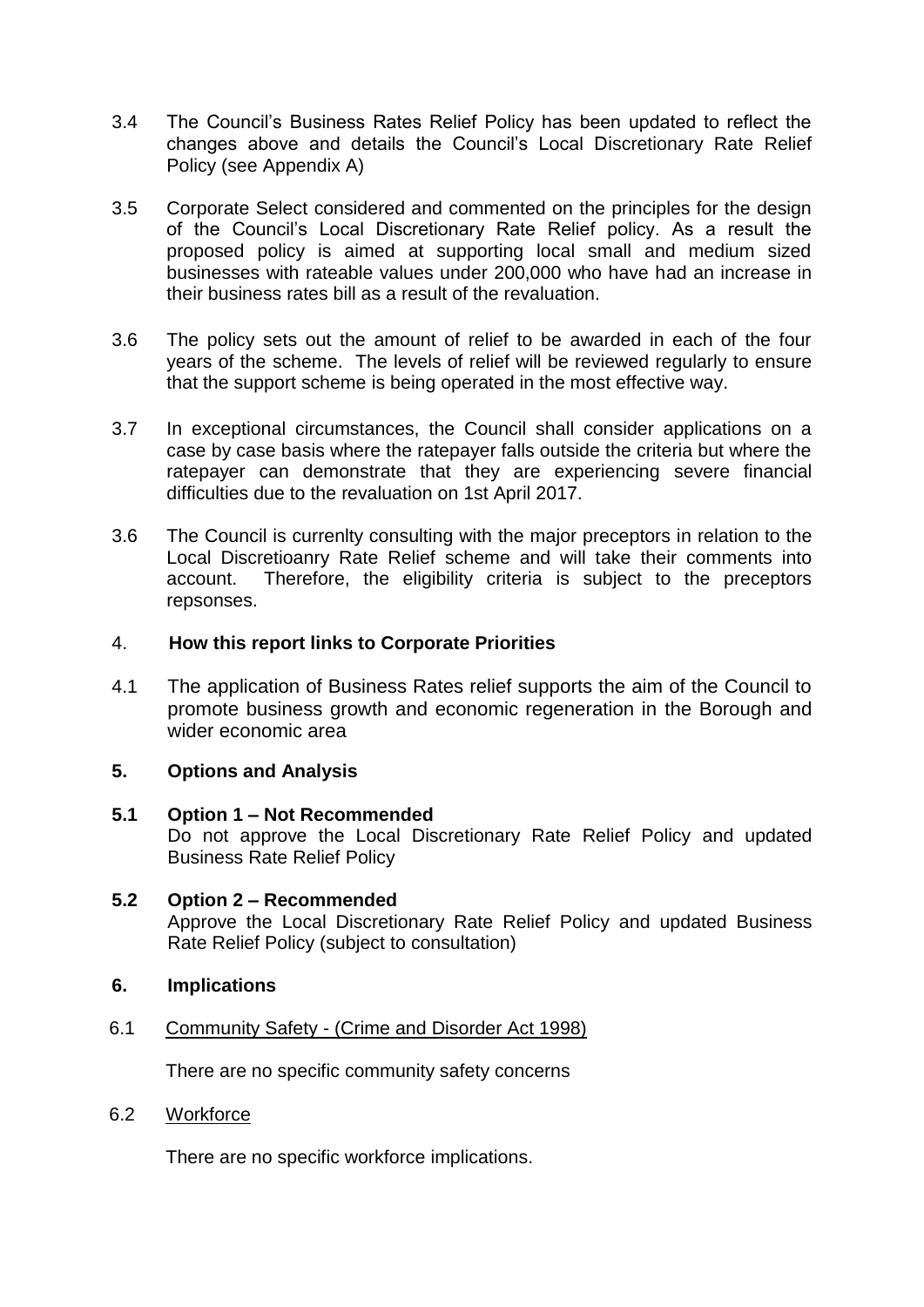3.4 The Council's Business Rates Relief Policy has been updated to reflect the changes above and details the Council's Local Discretionary Rate Relief Policy (see Appendix A)

3.5 Corporate Select considered and commented on the principles for the design of the Council's Local Discretionary Rate Relief policy. As a result the proposed policy is aimed at supporting local small and medium sized businesses with rateable values under 200,000 who have had an increase in their business rates bill as a result of the revaluation.

3.6 The policy sets out the amount of relief to be awarded in each of the four years of the scheme. The levels of relief will be reviewed regularly to ensure that the support scheme is being operated in the most effective way.

3.7 In exceptional circumstances, the Council shall consider applications on a case by case basis where the ratepayer falls outside the criteria but where the ratepayer can demonstrate that they are experiencing severe financial difficulties due to the revaluation on 1st April 2017.

3.6 The Council is currenlty consulting with the major preceptors in relation to the Local Discretioanry Rate Relief scheme and will take their comments into account. Therefore, the eligibility criteria is subject to the preceptors repsonses.

## 4. How this report links to Corporate Priorities

4.1 The application of Business Rates relief supports the aim of the Council to promote business growth and economic regeneration in the Borough and wider economic area

## 5. Options and Analysis

**5.1 Option 1 – Not Recommended**

Do not approve the Local Discretionary Rate Relief Policy and updated Business Rate Relief Policy

**5.2 Option 2 – Recommended**

Approve the Local Discretionary Rate Relief Policy and updated Business Rate Relief Policy (subject to consultation)

## 6. Implications

6.1 Community Safety - (Crime and Disorder Act 1998)

There are no specific community safety concerns

6.2 Workforce

There are no specific workforce implications.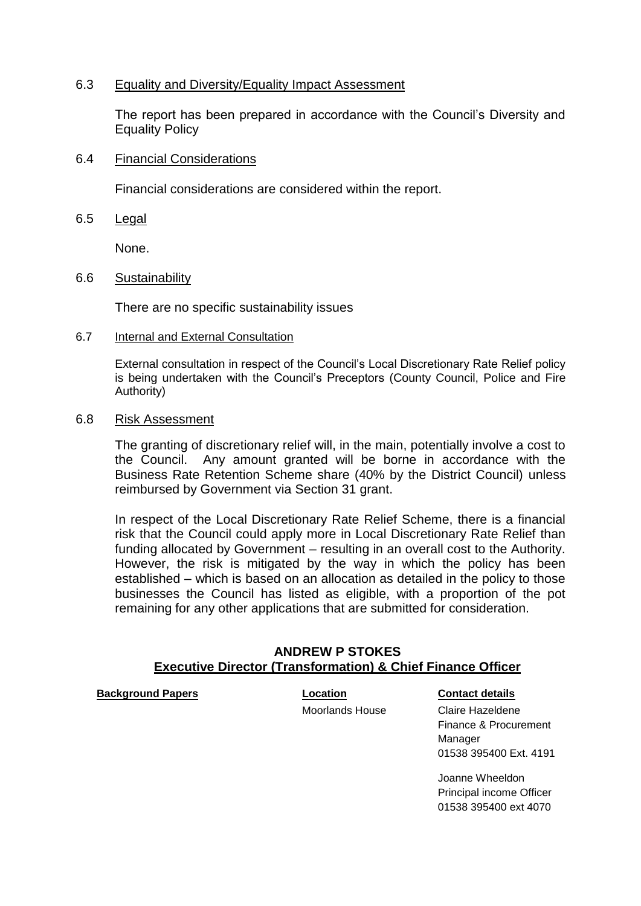6.3 Equality and Diversity/Equality Impact Assessment

The report has been prepared in accordance with the Council's Diversity and Equality Policy

6.4 Financial Considerations

Financial considerations are considered within the report.

6.5 Legal

None.

6.6 Sustainability

There are no specific sustainability issues

6.7 Internal and External Consultation

External consultation in respect of the Council's Local Discretionary Rate Relief policy is being undertaken with the Council's Preceptors (County Council, Police and Fire Authority)

6.8 Risk Assessment

The granting of discretionary relief will, in the main, potentially involve a cost to the Council. Any amount granted will be borne in accordance with the Business Rate Retention Scheme share (40% by the District Council) unless reimbursed by Government via Section 31 grant.

In respect of the Local Discretionary Rate Relief Scheme, there is a financial risk that the Council could apply more in Local Discretionary Rate Relief than funding allocated by Government – resulting in an overall cost to the Authority. However, the risk is mitigated by the way in which the policy has been established – which is based on an allocation as detailed in the policy to those businesses the Council has listed as eligible, with a proportion of the pot remaining for any other applications that are submitted for consideration.

**ANDREW P STOKES**
**Executive Director (Transformation) & Chief Finance Officer**

| Background Papers | Location | Contact details |
|---|---|---|
| | Moorlands House | Claire Hazeldene<br>Finance & Procurement Manager<br>01538 395400 Ext. 4191 |
| | | Joanne Wheeldon<br>Principal income Officer<br>01538 395400 ext 4070 |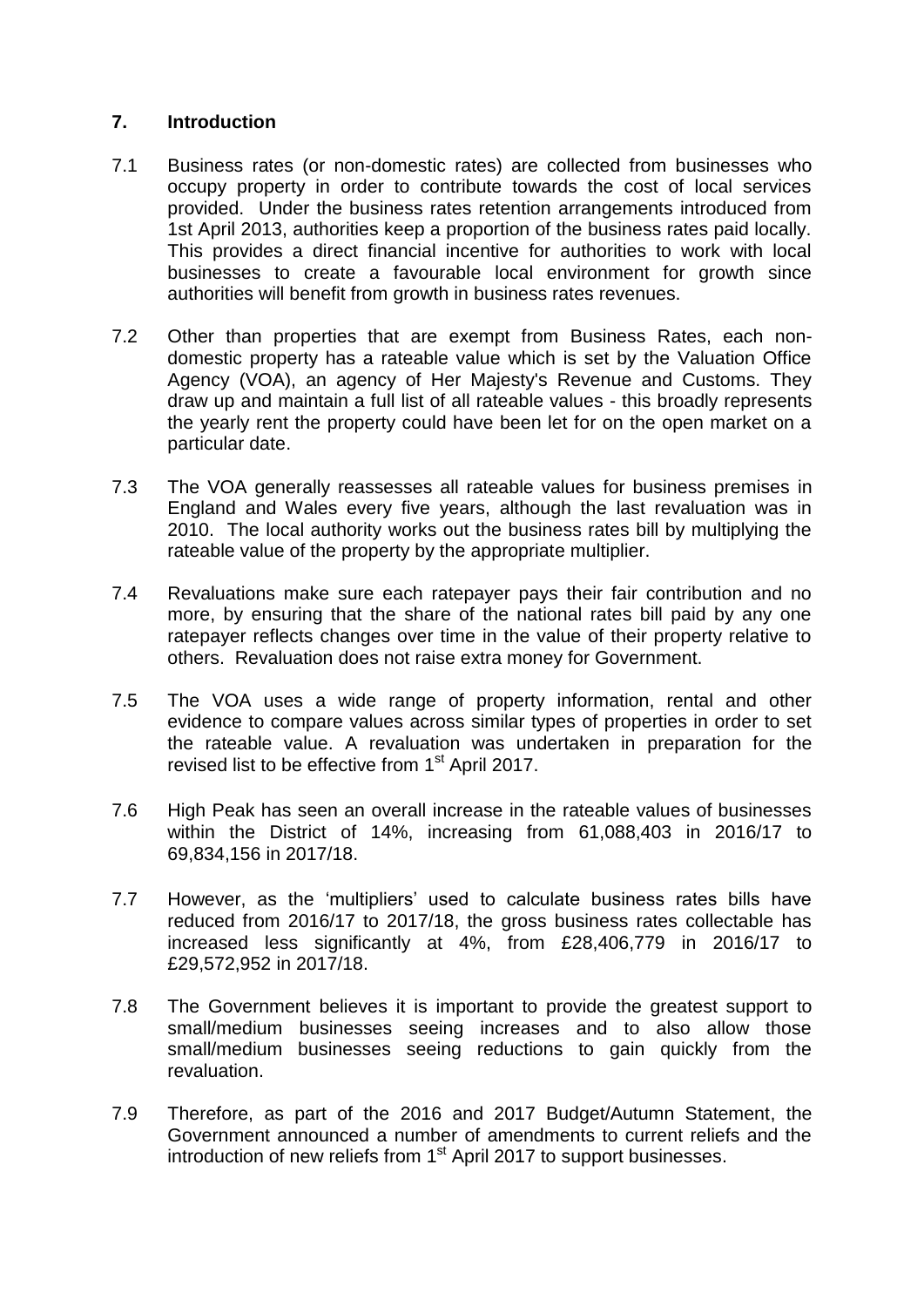## 7. Introduction

7.1 Business rates (or non-domestic rates) are collected from businesses who occupy property in order to contribute towards the cost of local services provided. Under the business rates retention arrangements introduced from 1st April 2013, authorities keep a proportion of the business rates paid locally. This provides a direct financial incentive for authorities to work with local businesses to create a favourable local environment for growth since authorities will benefit from growth in business rates revenues.

7.2 Other than properties that are exempt from Business Rates, each non-domestic property has a rateable value which is set by the Valuation Office Agency (VOA), an agency of Her Majesty's Revenue and Customs. They draw up and maintain a full list of all rateable values - this broadly represents the yearly rent the property could have been let for on the open market on a particular date.

7.3 The VOA generally reassesses all rateable values for business premises in England and Wales every five years, although the last revaluation was in 2010. The local authority works out the business rates bill by multiplying the rateable value of the property by the appropriate multiplier.

7.4 Revaluations make sure each ratepayer pays their fair contribution and no more, by ensuring that the share of the national rates bill paid by any one ratepayer reflects changes over time in the value of their property relative to others. Revaluation does not raise extra money for Government.

7.5 The VOA uses a wide range of property information, rental and other evidence to compare values across similar types of properties in order to set the rateable value. A revaluation was undertaken in preparation for the revised list to be effective from 1st April 2017.

7.6 High Peak has seen an overall increase in the rateable values of businesses within the District of 14%, increasing from 61,088,403 in 2016/17 to 69,834,156 in 2017/18.

7.7 However, as the 'multipliers' used to calculate business rates bills have reduced from 2016/17 to 2017/18, the gross business rates collectable has increased less significantly at 4%, from £28,406,779 in 2016/17 to £29,572,952 in 2017/18.

7.8 The Government believes it is important to provide the greatest support to small/medium businesses seeing increases and to also allow those small/medium businesses seeing reductions to gain quickly from the revaluation.

7.9 Therefore, as part of the 2016 and 2017 Budget/Autumn Statement, the Government announced a number of amendments to current reliefs and the introduction of new reliefs from 1st April 2017 to support businesses.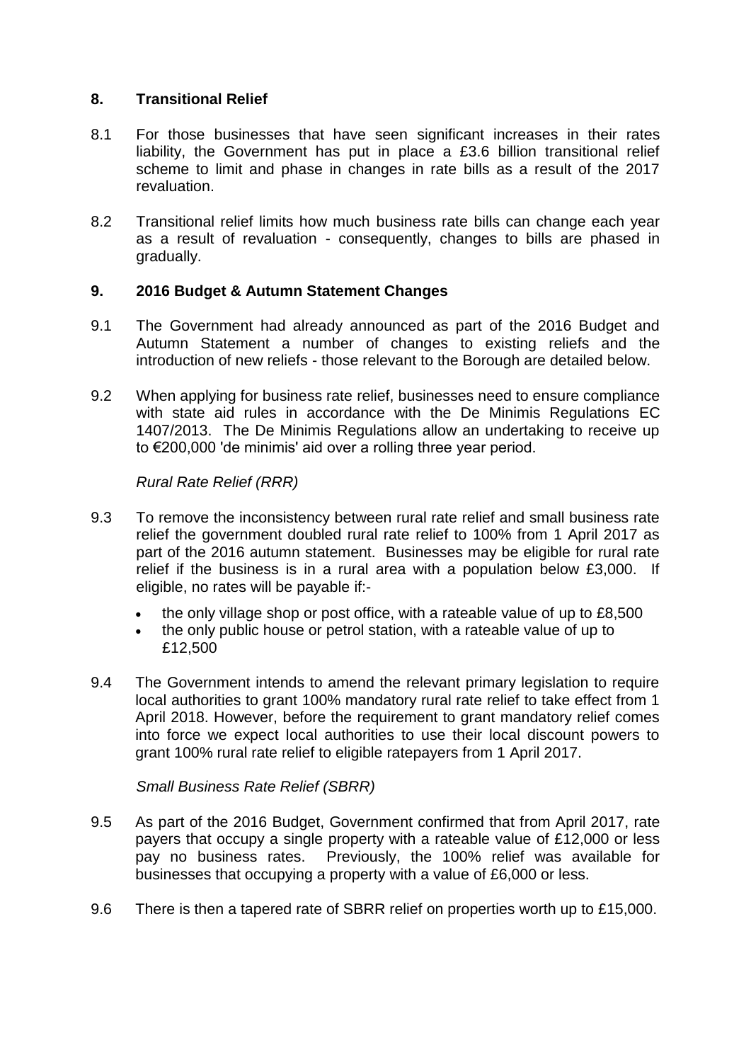## 8. Transitional Relief

8.1 For those businesses that have seen significant increases in their rates liability, the Government has put in place a £3.6 billion transitional relief scheme to limit and phase in changes in rate bills as a result of the 2017 revaluation.

8.2 Transitional relief limits how much business rate bills can change each year as a result of revaluation - consequently, changes to bills are phased in gradually.

## 9. 2016 Budget & Autumn Statement Changes

9.1 The Government had already announced as part of the 2016 Budget and Autumn Statement a number of changes to existing reliefs and the introduction of new reliefs - those relevant to the Borough are detailed below.

9.2 When applying for business rate relief, businesses need to ensure compliance with state aid rules in accordance with the De Minimis Regulations EC 1407/2013. The De Minimis Regulations allow an undertaking to receive up to €200,000 'de minimis' aid over a rolling three year period.

*Rural Rate Relief (RRR)*

9.3 To remove the inconsistency between rural rate relief and small business rate relief the government doubled rural rate relief to 100% from 1 April 2017 as part of the 2016 autumn statement. Businesses may be eligible for rural rate relief if the business is in a rural area with a population below £3,000. If eligible, no rates will be payable if:-

- the only village shop or post office, with a rateable value of up to £8,500
- the only public house or petrol station, with a rateable value of up to £12,500

9.4 The Government intends to amend the relevant primary legislation to require local authorities to grant 100% mandatory rural rate relief to take effect from 1 April 2018. However, before the requirement to grant mandatory relief comes into force we expect local authorities to use their local discount powers to grant 100% rural rate relief to eligible ratepayers from 1 April 2017.

*Small Business Rate Relief (SBRR)*

9.5 As part of the 2016 Budget, Government confirmed that from April 2017, rate payers that occupy a single property with a rateable value of £12,000 or less pay no business rates. Previously, the 100% relief was available for businesses that occupying a property with a value of £6,000 or less.

9.6 There is then a tapered rate of SBRR relief on properties worth up to £15,000.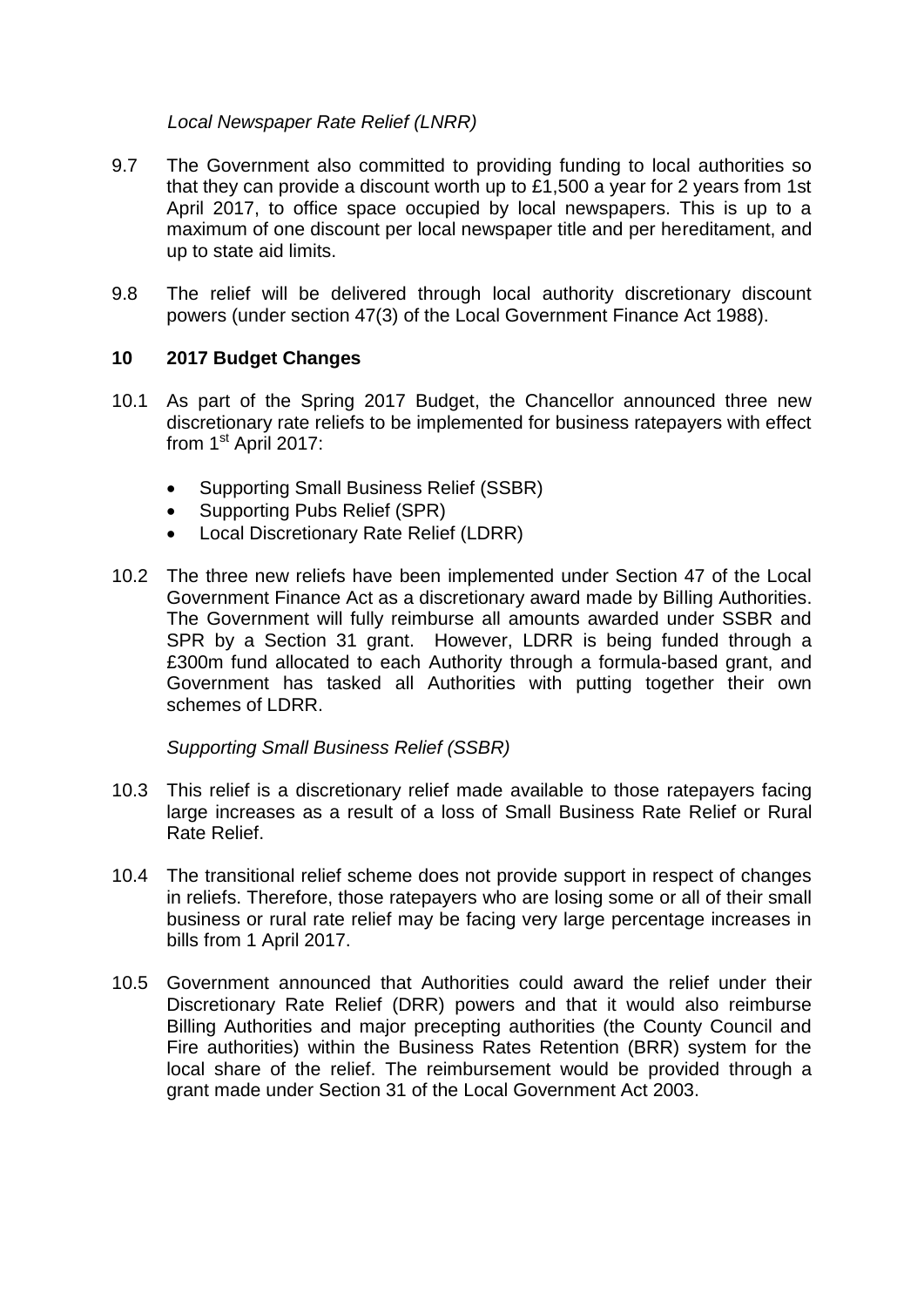*Local Newspaper Rate Relief (LNRR)*

9.7 The Government also committed to providing funding to local authorities so that they can provide a discount worth up to £1,500 a year for 2 years from 1st April 2017, to office space occupied by local newspapers. This is up to a maximum of one discount per local newspaper title and per hereditament, and up to state aid limits.

9.8 The relief will be delivered through local authority discretionary discount powers (under section 47(3) of the Local Government Finance Act 1988).

## 10 2017 Budget Changes

10.1 As part of the Spring 2017 Budget, the Chancellor announced three new discretionary rate reliefs to be implemented for business ratepayers with effect from 1st April 2017:

- Supporting Small Business Relief (SSBR)
- Supporting Pubs Relief (SPR)
- Local Discretionary Rate Relief (LDRR)

10.2 The three new reliefs have been implemented under Section 47 of the Local Government Finance Act as a discretionary award made by Billing Authorities. The Government will fully reimburse all amounts awarded under SSBR and SPR by a Section 31 grant. However, LDRR is being funded through a £300m fund allocated to each Authority through a formula-based grant, and Government has tasked all Authorities with putting together their own schemes of LDRR.

*Supporting Small Business Relief (SSBR)*

10.3 This relief is a discretionary relief made available to those ratepayers facing large increases as a result of a loss of Small Business Rate Relief or Rural Rate Relief.

10.4 The transitional relief scheme does not provide support in respect of changes in reliefs. Therefore, those ratepayers who are losing some or all of their small business or rural rate relief may be facing very large percentage increases in bills from 1 April 2017.

10.5 Government announced that Authorities could award the relief under their Discretionary Rate Relief (DRR) powers and that it would also reimburse Billing Authorities and major precepting authorities (the County Council and Fire authorities) within the Business Rates Retention (BRR) system for the local share of the relief. The reimbursement would be provided through a grant made under Section 31 of the Local Government Act 2003.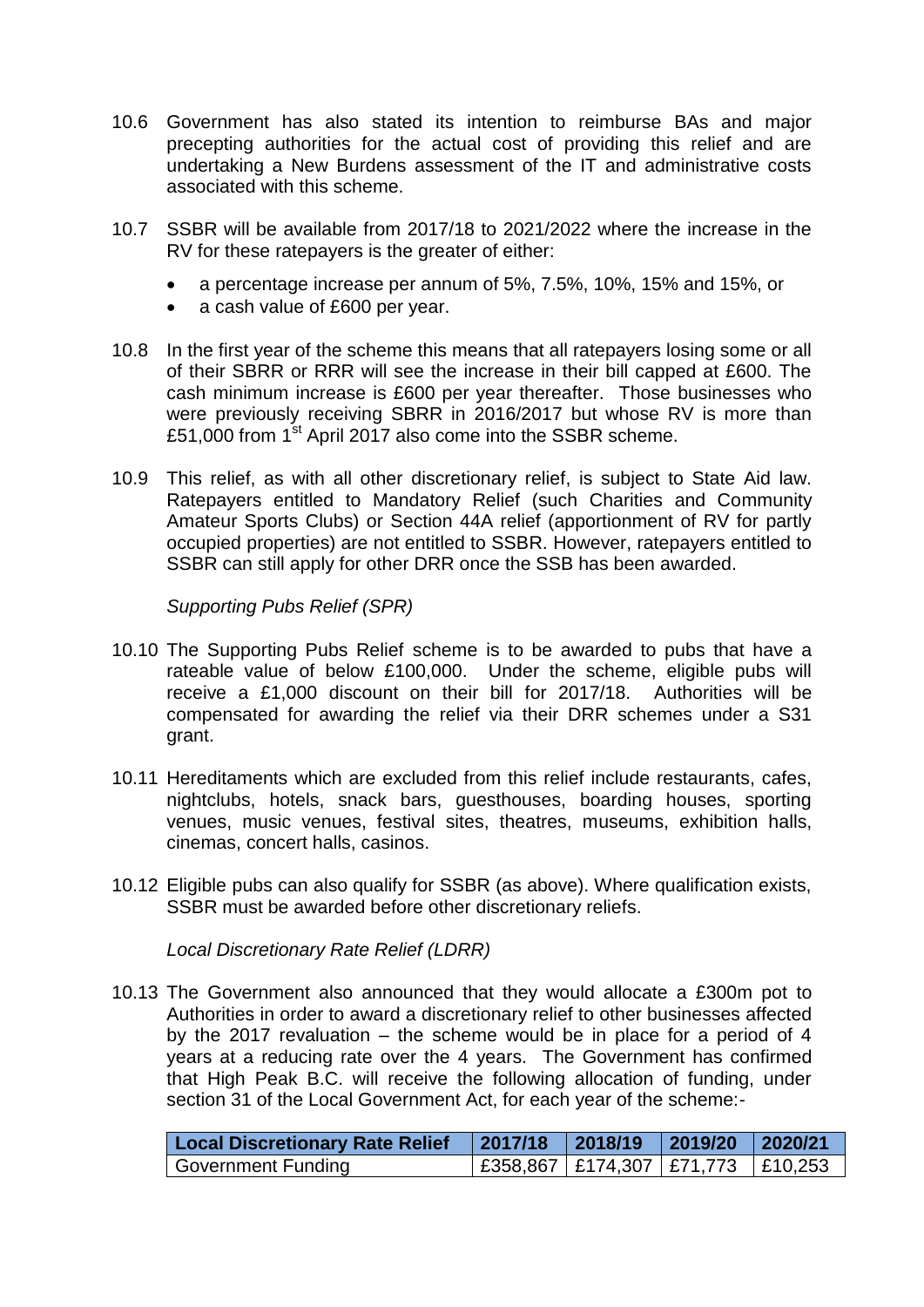10.6 Government has also stated its intention to reimburse BAs and major precepting authorities for the actual cost of providing this relief and are undertaking a New Burdens assessment of the IT and administrative costs associated with this scheme.

10.7 SSBR will be available from 2017/18 to 2021/2022 where the increase in the RV for these ratepayers is the greater of either:

- a percentage increase per annum of 5%, 7.5%, 10%, 15% and 15%, or
- a cash value of £600 per year.

10.8 In the first year of the scheme this means that all ratepayers losing some or all of their SBRR or RRR will see the increase in their bill capped at £600. The cash minimum increase is £600 per year thereafter. Those businesses who were previously receiving SBRR in 2016/2017 but whose RV is more than £51,000 from 1st April 2017 also come into the SSBR scheme.

10.9 This relief, as with all other discretionary relief, is subject to State Aid law. Ratepayers entitled to Mandatory Relief (such Charities and Community Amateur Sports Clubs) or Section 44A relief (apportionment of RV for partly occupied properties) are not entitled to SSBR. However, ratepayers entitled to SSBR can still apply for other DRR once the SSB has been awarded.

*Supporting Pubs Relief (SPR)*

10.10 The Supporting Pubs Relief scheme is to be awarded to pubs that have a rateable value of below £100,000. Under the scheme, eligible pubs will receive a £1,000 discount on their bill for 2017/18. Authorities will be compensated for awarding the relief via their DRR schemes under a S31 grant.

10.11 Hereditaments which are excluded from this relief include restaurants, cafes, nightclubs, hotels, snack bars, guesthouses, boarding houses, sporting venues, music venues, festival sites, theatres, museums, exhibition halls, cinemas, concert halls, casinos.

10.12 Eligible pubs can also qualify for SSBR (as above). Where qualification exists, SSBR must be awarded before other discretionary reliefs.

*Local Discretionary Rate Relief (LDRR)*

10.13 The Government also announced that they would allocate a £300m pot to Authorities in order to award a discretionary relief to other businesses affected by the 2017 revaluation – the scheme would be in place for a period of 4 years at a reducing rate over the 4 years. The Government has confirmed that High Peak B.C. will receive the following allocation of funding, under section 31 of the Local Government Act, for each year of the scheme:-

| Local Discretionary Rate Relief | 2017/18 | 2018/19 | 2019/20 | 2020/21 |
|---|---|---|---|---|
| Government Funding | £358,867 | £174,307 | £71,773 | £10,253 |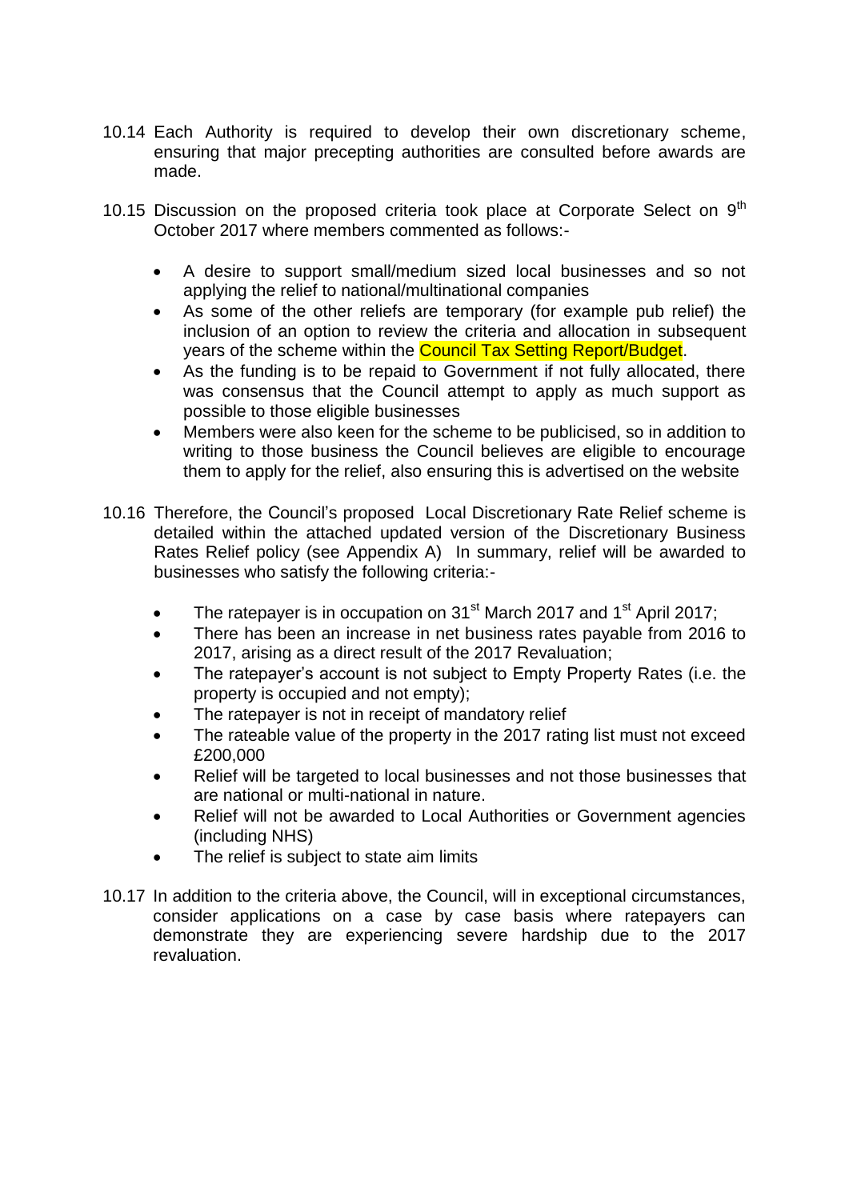10.14 Each Authority is required to develop their own discretionary scheme, ensuring that major precepting authorities are consulted before awards are made.

10.15 Discussion on the proposed criteria took place at Corporate Select on 9th October 2017 where members commented as follows:-

- A desire to support small/medium sized local businesses and so not applying the relief to national/multinational companies
- As some of the other reliefs are temporary (for example pub relief) the inclusion of an option to review the criteria and allocation in subsequent years of the scheme within the Council Tax Setting Report/Budget.
- As the funding is to be repaid to Government if not fully allocated, there was consensus that the Council attempt to apply as much support as possible to those eligible businesses
- Members were also keen for the scheme to be publicised, so in addition to writing to those business the Council believes are eligible to encourage them to apply for the relief, also ensuring this is advertised on the website

10.16 Therefore, the Council's proposed Local Discretionary Rate Relief scheme is detailed within the attached updated version of the Discretionary Business Rates Relief policy (see Appendix A) In summary, relief will be awarded to businesses who satisfy the following criteria:-

- The ratepayer is in occupation on 31st March 2017 and 1st April 2017;
- There has been an increase in net business rates payable from 2016 to 2017, arising as a direct result of the 2017 Revaluation;
- The ratepayer's account is not subject to Empty Property Rates (i.e. the property is occupied and not empty);
- The ratepayer is not in receipt of mandatory relief
- The rateable value of the property in the 2017 rating list must not exceed £200,000
- Relief will be targeted to local businesses and not those businesses that are national or multi-national in nature.
- Relief will not be awarded to Local Authorities or Government agencies (including NHS)
- The relief is subject to state aim limits

10.17 In addition to the criteria above, the Council, will in exceptional circumstances, consider applications on a case by case basis where ratepayers can demonstrate they are experiencing severe hardship due to the 2017 revaluation.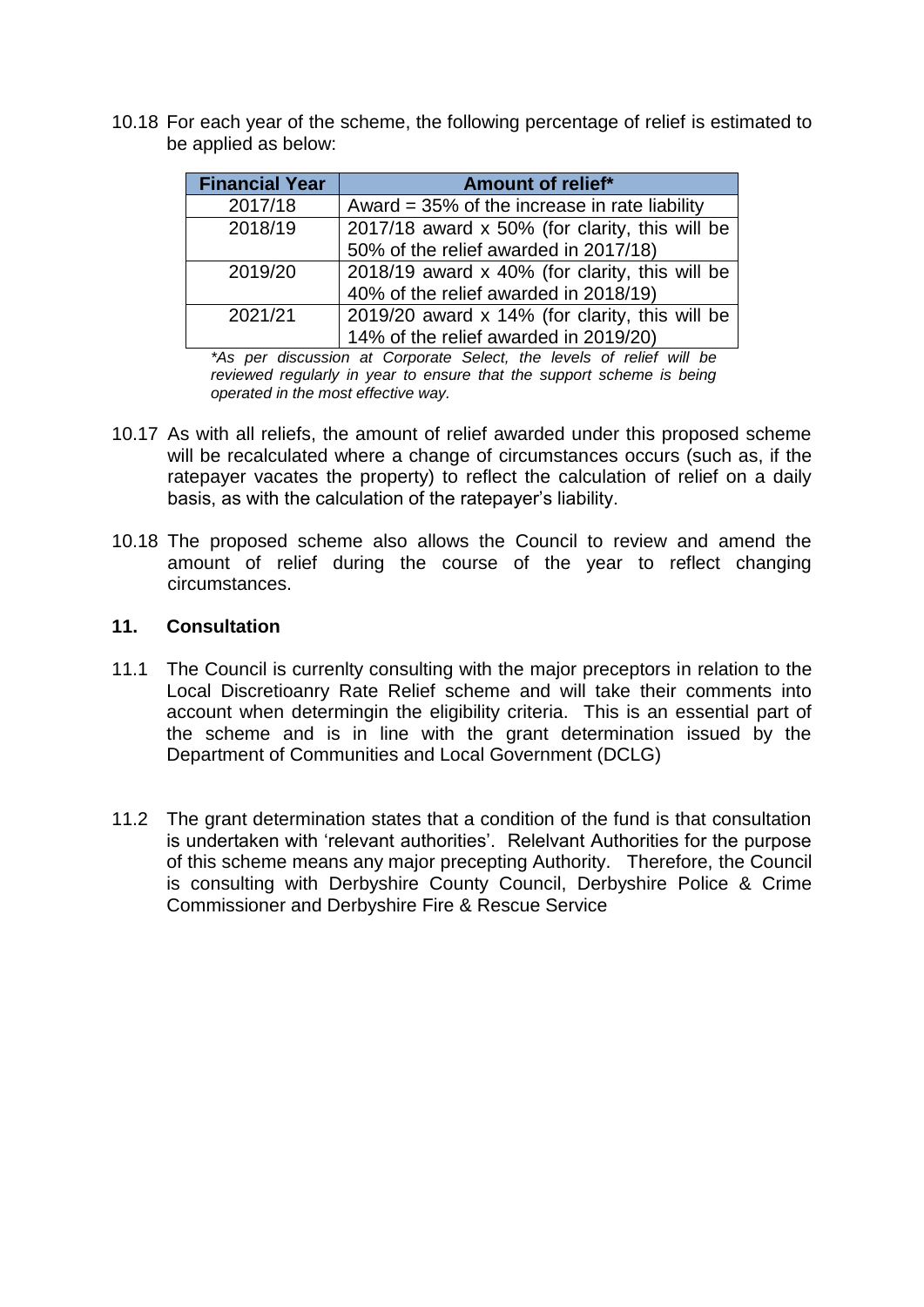10.18 For each year of the scheme, the following percentage of relief is estimated to be applied as below:

| Financial Year | Amount of relief* |
|---|---|
| 2017/18 | Award = 35% of the increase in rate liability |
| 2018/19 | 2017/18 award x 50% (for clarity, this will be 50% of the relief awarded in 2017/18) |
| 2019/20 | 2018/19 award x 40% (for clarity, this will be 40% of the relief awarded in 2018/19) |
| 2021/21 | 2019/20 award x 14% (for clarity, this will be 14% of the relief awarded in 2019/20) |

*\*As per discussion at Corporate Select, the levels of relief will be reviewed regularly in year to ensure that the support scheme is being operated in the most effective way.*

10.17 As with all reliefs, the amount of relief awarded under this proposed scheme will be recalculated where a change of circumstances occurs (such as, if the ratepayer vacates the property) to reflect the calculation of relief on a daily basis, as with the calculation of the ratepayer's liability.

10.18 The proposed scheme also allows the Council to review and amend the amount of relief during the course of the year to reflect changing circumstances.

## 11. Consultation

11.1 The Council is currenlty consulting with the major preceptors in relation to the Local Discretioanry Rate Relief scheme and will take their comments into account when determingin the eligibility criteria. This is an essential part of the scheme and is in line with the grant determination issued by the Department of Communities and Local Government (DCLG)

11.2 The grant determination states that a condition of the fund is that consultation is undertaken with 'relevant authorities'. Relelvant Authorities for the purpose of this scheme means any major precepting Authority. Therefore, the Council is consulting with Derbyshire County Council, Derbyshire Police & Crime Commissioner and Derbyshire Fire & Rescue Service